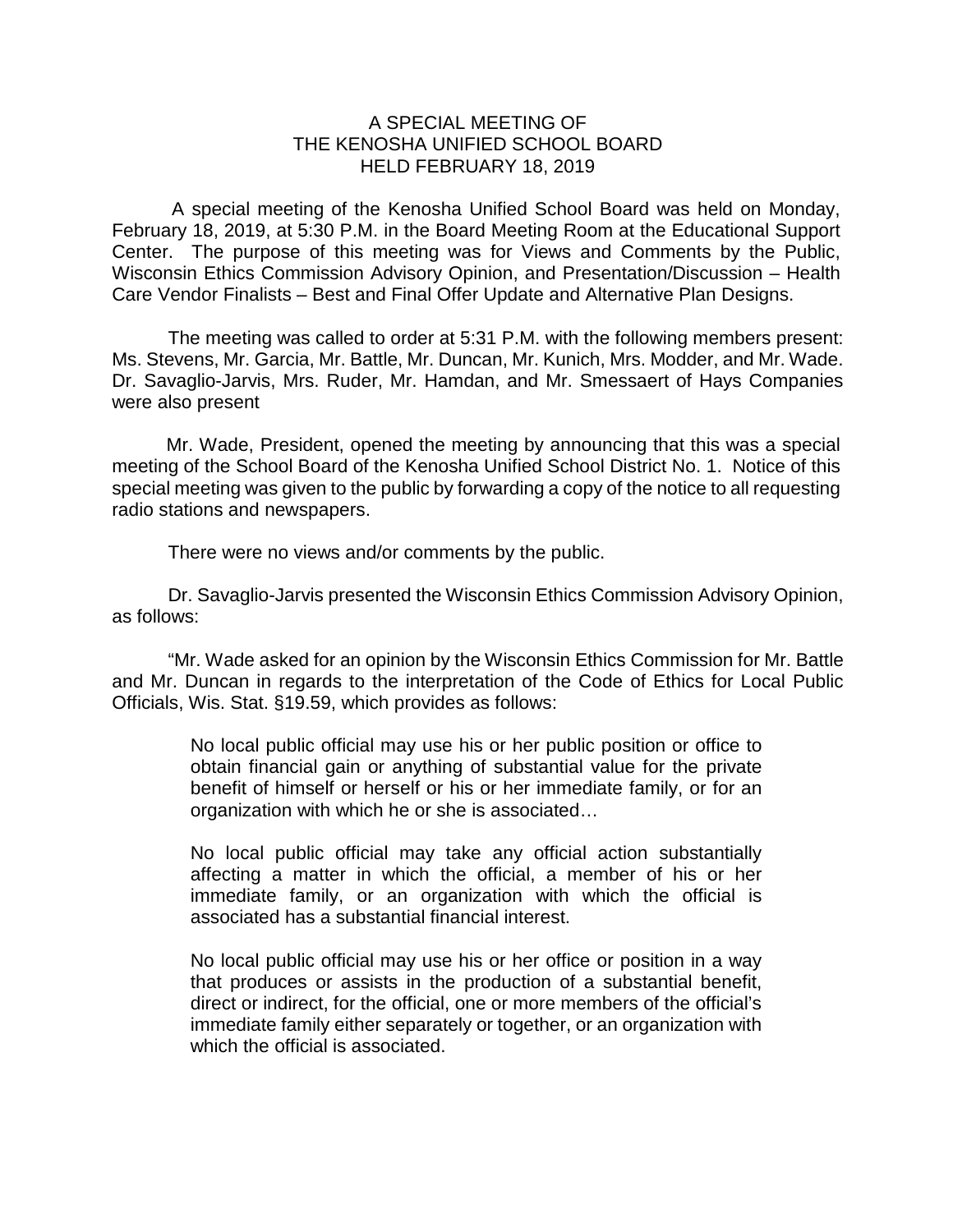# A SPECIAL MEETING OF
# THE KENOSHA UNIFIED SCHOOL BOARD
# HELD FEBRUARY 18, 2019

A special meeting of the Kenosha Unified School Board was held on Monday, February 18, 2019, at 5:30 P.M. in the Board Meeting Room at the Educational Support Center. The purpose of this meeting was for Views and Comments by the Public, Wisconsin Ethics Commission Advisory Opinion, and Presentation/Discussion – Health Care Vendor Finalists – Best and Final Offer Update and Alternative Plan Designs.

The meeting was called to order at 5:31 P.M. with the following members present: Ms. Stevens, Mr. Garcia, Mr. Battle, Mr. Duncan, Mr. Kunich, Mrs. Modder, and Mr. Wade. Dr. Savaglio-Jarvis, Mrs. Ruder, Mr. Hamdan, and Mr. Smessaert of Hays Companies were also present

Mr. Wade, President, opened the meeting by announcing that this was a special meeting of the School Board of the Kenosha Unified School District No. 1. Notice of this special meeting was given to the public by forwarding a copy of the notice to all requesting radio stations and newspapers.

There were no views and/or comments by the public.

Dr. Savaglio-Jarvis presented the Wisconsin Ethics Commission Advisory Opinion, as follows:

"Mr. Wade asked for an opinion by the Wisconsin Ethics Commission for Mr. Battle and Mr. Duncan in regards to the interpretation of the Code of Ethics for Local Public Officials, Wis. Stat. §19.59, which provides as follows:

> No local public official may use his or her public position or office to obtain financial gain or anything of substantial value for the private benefit of himself or herself or his or her immediate family, or for an organization with which he or she is associated…
>
> No local public official may take any official action substantially affecting a matter in which the official, a member of his or her immediate family, or an organization with which the official is associated has a substantial financial interest.
>
> No local public official may use his or her office or position in a way that produces or assists in the production of a substantial benefit, direct or indirect, for the official, one or more members of the official's immediate family either separately or together, or an organization with which the official is associated.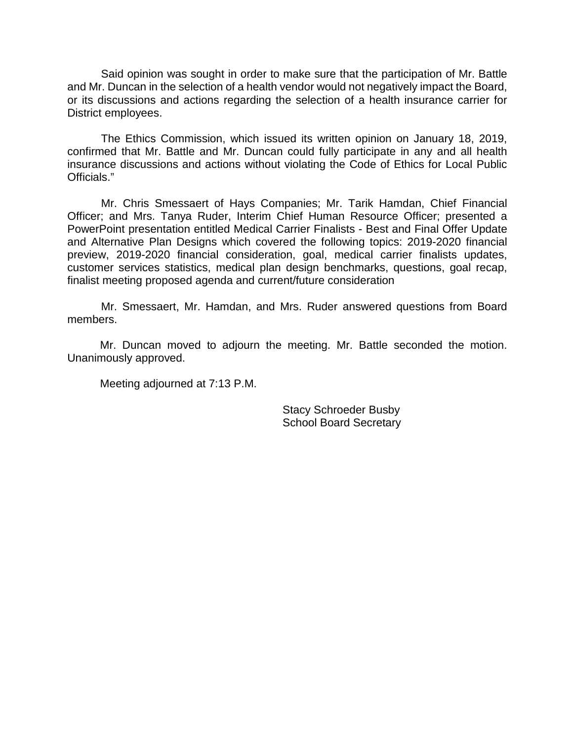Said opinion was sought in order to make sure that the participation of Mr. Battle and Mr. Duncan in the selection of a health vendor would not negatively impact the Board, or its discussions and actions regarding the selection of a health insurance carrier for District employees.

The Ethics Commission, which issued its written opinion on January 18, 2019, confirmed that Mr. Battle and Mr. Duncan could fully participate in any and all health insurance discussions and actions without violating the Code of Ethics for Local Public Officials."

Mr. Chris Smessaert of Hays Companies; Mr. Tarik Hamdan, Chief Financial Officer; and Mrs. Tanya Ruder, Interim Chief Human Resource Officer; presented a PowerPoint presentation entitled Medical Carrier Finalists - Best and Final Offer Update and Alternative Plan Designs which covered the following topics: 2019-2020 financial preview, 2019-2020 financial consideration, goal, medical carrier finalists updates, customer services statistics, medical plan design benchmarks, questions, goal recap, finalist meeting proposed agenda and current/future consideration

Mr. Smessaert, Mr. Hamdan, and Mrs. Ruder answered questions from Board members.

Mr. Duncan moved to adjourn the meeting. Mr. Battle seconded the motion. Unanimously approved.

Meeting adjourned at 7:13 P.M.

Stacy Schroeder Busby
School Board Secretary